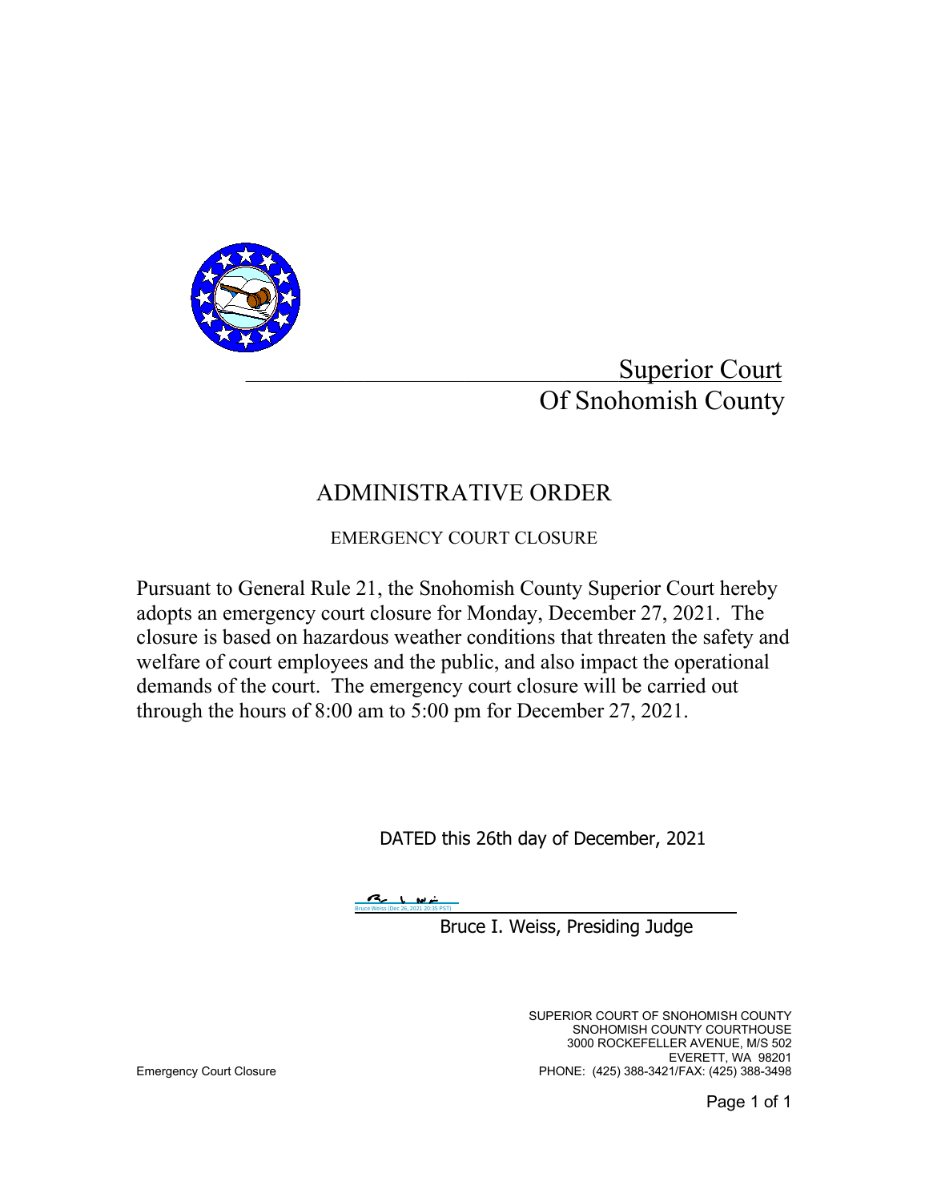Superior Court
Of Snohomish County

# ADMINISTRATIVE ORDER

## EMERGENCY COURT CLOSURE

Pursuant to General Rule 21, the Snohomish County Superior Court hereby adopts an emergency court closure for Monday, December 27, 2021. The closure is based on hazardous weather conditions that threaten the safety and welfare of court employees and the public, and also impact the operational demands of the court. The emergency court closure will be carried out through the hours of 8:00 am to 5:00 pm for December 27, 2021.

DATED this 26th day of December, 2021

Bruce Weiss (Dec 26, 2021 20:35 PST)

Bruce I. Weiss, Presiding Judge

SUPERIOR COURT OF SNOHOMISH COUNTY
SNOHOMISH COUNTY COURTHOUSE
3000 ROCKEFELLER AVENUE, M/S 502
EVERETT, WA 98201
PHONE: (425) 388-3421/FAX: (425) 388-3498

Emergency Court Closure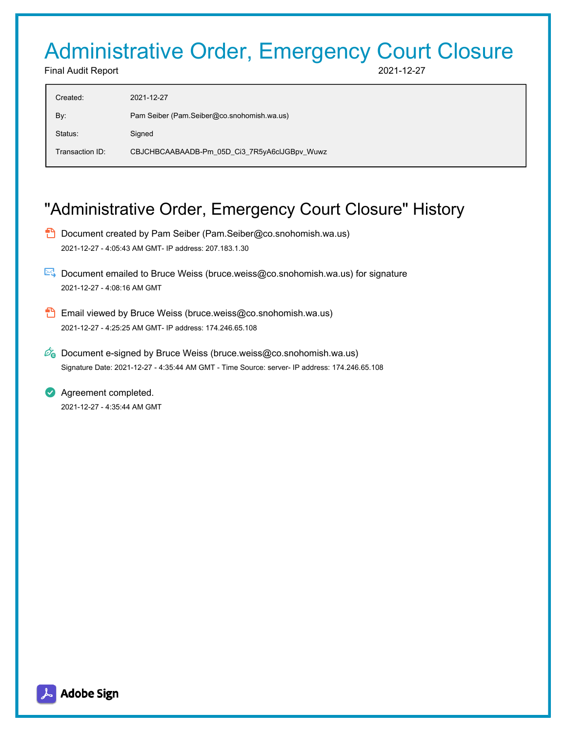# Administrative Order, Emergency Court Closure

Final Audit Report 2021-12-27

| | |
|---|---|
| Created: | 2021-12-27 |
| By: | Pam Seiber (Pam.Seiber@co.snohomish.wa.us) |
| Status: | Signed |
| Transaction ID: | CBJCHBCAABAADB-Pm_05D_Ci3_7R5yA6clJGBpv_Wuwz |

## "Administrative Order, Emergency Court Closure" History

- Document created by Pam Seiber (Pam.Seiber@co.snohomish.wa.us)
  2021-12-27 - 4:05:43 AM GMT- IP address: 207.183.1.30

- Document emailed to Bruce Weiss (bruce.weiss@co.snohomish.wa.us) for signature
  2021-12-27 - 4:08:16 AM GMT

- Email viewed by Bruce Weiss (bruce.weiss@co.snohomish.wa.us)
  2021-12-27 - 4:25:25 AM GMT- IP address: 174.246.65.108

- Document e-signed by Bruce Weiss (bruce.weiss@co.snohomish.wa.us)
  Signature Date: 2021-12-27 - 4:35:44 AM GMT - Time Source: server- IP address: 174.246.65.108

- Agreement completed.
  2021-12-27 - 4:35:44 AM GMT

Adobe Sign